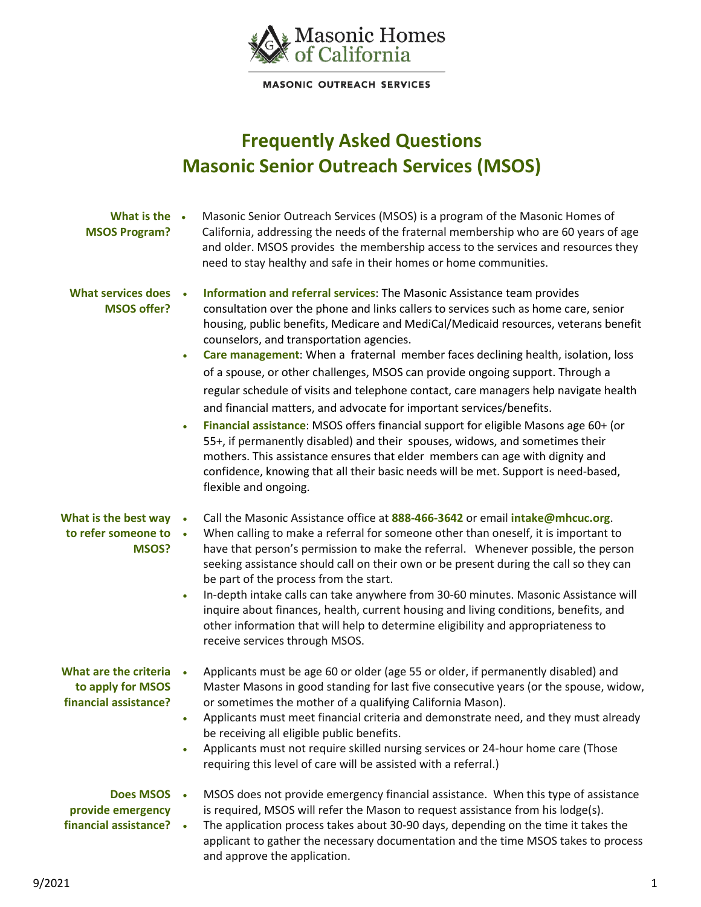Masonic Homes of California

MASONIC OUTREACH SERVICES

# Frequently Asked Questions
# Masonic Senior Outreach Services (MSOS)

**What is the MSOS Program?**

- Masonic Senior Outreach Services (MSOS) is a program of the Masonic Homes of California, addressing the needs of the fraternal membership who are 60 years of age and older. MSOS provides the membership access to the services and resources they need to stay healthy and safe in their homes or home communities.

**What services does MSOS offer?**

- **Information and referral services**: The Masonic Assistance team provides consultation over the phone and links callers to services such as home care, senior housing, public benefits, Medicare and MediCal/Medicaid resources, veterans benefit counselors, and transportation agencies.
- **Care management**: When a fraternal member faces declining health, isolation, loss of a spouse, or other challenges, MSOS can provide ongoing support. Through a regular schedule of visits and telephone contact, care managers help navigate health and financial matters, and advocate for important services/benefits.
- **Financial assistance**: MSOS offers financial support for eligible Masons age 60+ (or 55+, if permanently disabled) and their spouses, widows, and sometimes their mothers. This assistance ensures that elder members can age with dignity and confidence, knowing that all their basic needs will be met. Support is need-based, flexible and ongoing.

**What is the best way to refer someone to MSOS?**

- Call the Masonic Assistance office at **888-466-3642** or email **intake@mhcuc.org**.
- When calling to make a referral for someone other than oneself, it is important to have that person's permission to make the referral. Whenever possible, the person seeking assistance should call on their own or be present during the call so they can be part of the process from the start.
- In-depth intake calls can take anywhere from 30-60 minutes. Masonic Assistance will inquire about finances, health, current housing and living conditions, benefits, and other information that will help to determine eligibility and appropriateness to receive services through MSOS.

**What are the criteria to apply for MSOS financial assistance?**

- Applicants must be age 60 or older (age 55 or older, if permanently disabled) and Master Masons in good standing for last five consecutive years (or the spouse, widow, or sometimes the mother of a qualifying California Mason).
- Applicants must meet financial criteria and demonstrate need, and they must already be receiving all eligible public benefits.
- Applicants must not require skilled nursing services or 24-hour home care (Those requiring this level of care will be assisted with a referral.)

**Does MSOS provide emergency financial assistance?**

- MSOS does not provide emergency financial assistance. When this type of assistance is required, MSOS will refer the Mason to request assistance from his lodge(s).
- The application process takes about 30-90 days, depending on the time it takes the applicant to gather the necessary documentation and the time MSOS takes to process and approve the application.

9/2021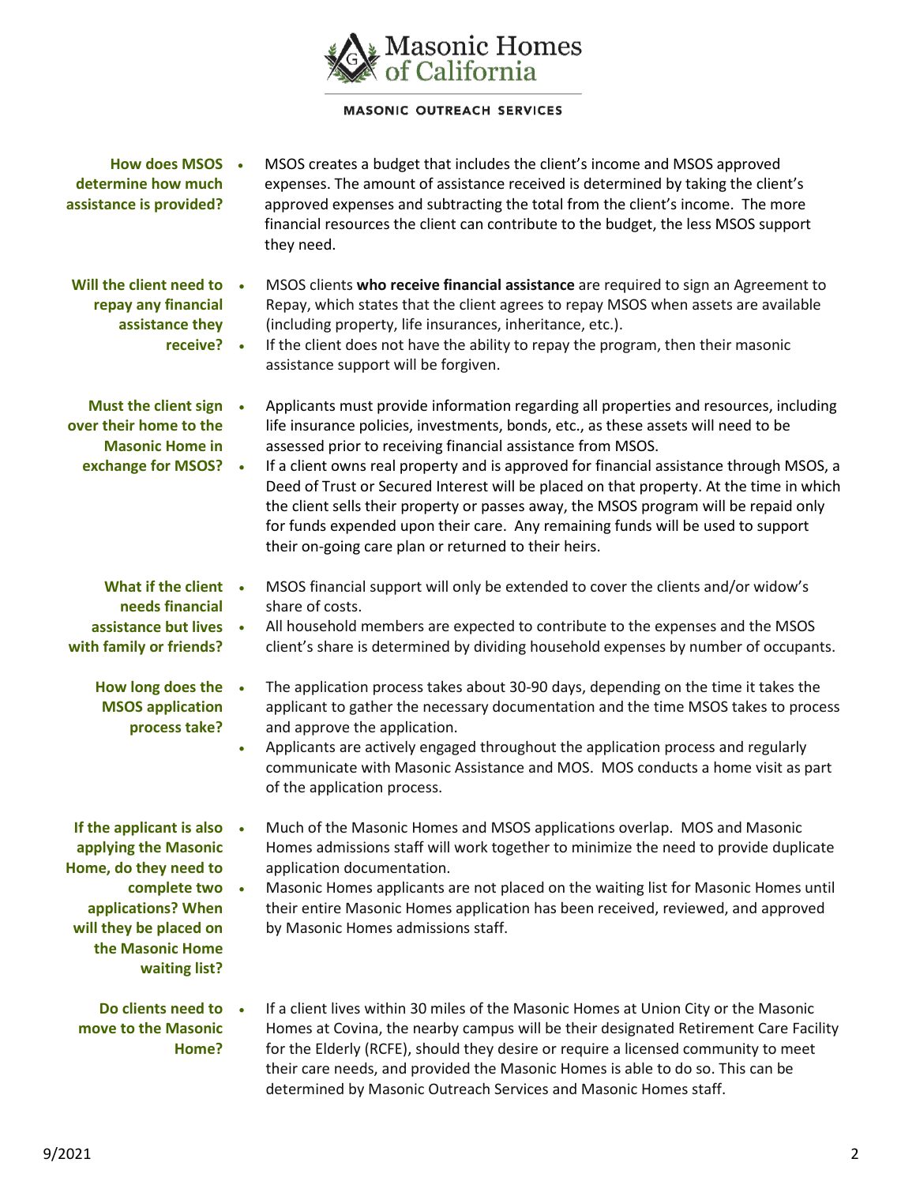Masonic Homes of California

MASONIC OUTREACH SERVICES

**How does MSOS determine how much assistance is provided?**

- MSOS creates a budget that includes the client's income and MSOS approved expenses. The amount of assistance received is determined by taking the client's approved expenses and subtracting the total from the client's income. The more financial resources the client can contribute to the budget, the less MSOS support they need.

**Will the client need to repay any financial assistance they receive?**

- MSOS clients **who receive financial assistance** are required to sign an Agreement to Repay, which states that the client agrees to repay MSOS when assets are available (including property, life insurances, inheritance, etc.).
- If the client does not have the ability to repay the program, then their masonic assistance support will be forgiven.

**Must the client sign over their home to the Masonic Home in exchange for MSOS?**

- Applicants must provide information regarding all properties and resources, including life insurance policies, investments, bonds, etc., as these assets will need to be assessed prior to receiving financial assistance from MSOS.
- If a client owns real property and is approved for financial assistance through MSOS, a Deed of Trust or Secured Interest will be placed on that property. At the time in which the client sells their property or passes away, the MSOS program will be repaid only for funds expended upon their care. Any remaining funds will be used to support their on-going care plan or returned to their heirs.

**What if the client needs financial assistance but lives with family or friends?**

- MSOS financial support will only be extended to cover the clients and/or widow's share of costs.
- All household members are expected to contribute to the expenses and the MSOS client's share is determined by dividing household expenses by number of occupants.

**How long does the MSOS application process take?**

- The application process takes about 30-90 days, depending on the time it takes the applicant to gather the necessary documentation and the time MSOS takes to process and approve the application.
- Applicants are actively engaged throughout the application process and regularly communicate with Masonic Assistance and MOS. MOS conducts a home visit as part of the application process.

**If the applicant is also applying the Masonic Home, do they need to complete two applications? When will they be placed on the Masonic Home waiting list?**

- Much of the Masonic Homes and MSOS applications overlap. MOS and Masonic Homes admissions staff will work together to minimize the need to provide duplicate application documentation.
- Masonic Homes applicants are not placed on the waiting list for Masonic Homes until their entire Masonic Homes application has been received, reviewed, and approved by Masonic Homes admissions staff.

**Do clients need to move to the Masonic Home?**

- If a client lives within 30 miles of the Masonic Homes at Union City or the Masonic Homes at Covina, the nearby campus will be their designated Retirement Care Facility for the Elderly (RCFE), should they desire or require a licensed community to meet their care needs, and provided the Masonic Homes is able to do so. This can be determined by Masonic Outreach Services and Masonic Homes staff.

9/2021